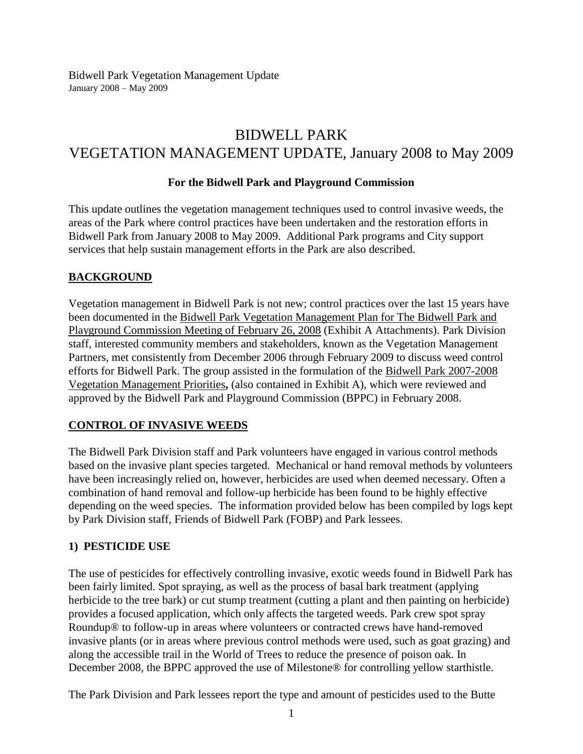# BIDWELL PARK
# VEGETATION MANAGEMENT UPDATE, January 2008 to May 2009

**For the Bidwell Park and Playground Commission**

This update outlines the vegetation management techniques used to control invasive weeds, the areas of the Park where control practices have been undertaken and the restoration efforts in Bidwell Park from January 2008 to May 2009. Additional Park programs and City support services that help sustain management efforts in the Park are also described.

## BACKGROUND

Vegetation management in Bidwell Park is not new; control practices over the last 15 years have been documented in the Bidwell Park Vegetation Management Plan for The Bidwell Park and Playground Commission Meeting of February 26, 2008 (Exhibit A Attachments). Park Division staff, interested community members and stakeholders, known as the Vegetation Management Partners, met consistently from December 2006 through February 2009 to discuss weed control efforts for Bidwell Park. The group assisted in the formulation of the Bidwell Park 2007-2008 Vegetation Management Priorities**,** (also contained in Exhibit A), which were reviewed and approved by the Bidwell Park and Playground Commission (BPPC) in February 2008.

## CONTROL OF INVASIVE WEEDS

The Bidwell Park Division staff and Park volunteers have engaged in various control methods based on the invasive plant species targeted. Mechanical or hand removal methods by volunteers have been increasingly relied on, however, herbicides are used when deemed necessary. Often a combination of hand removal and follow-up herbicide has been found to be highly effective depending on the weed species. The information provided below has been compiled by logs kept by Park Division staff, Friends of Bidwell Park (FOBP) and Park lessees.

### 1) PESTICIDE USE

The use of pesticides for effectively controlling invasive, exotic weeds found in Bidwell Park has been fairly limited. Spot spraying, as well as the process of basal bark treatment (applying herbicide to the tree bark) or cut stump treatment (cutting a plant and then painting on herbicide) provides a focused application, which only affects the targeted weeds. Park crew spot spray Roundup® to follow-up in areas where volunteers or contracted crews have hand-removed invasive plants (or in areas where previous control methods were used, such as goat grazing) and along the accessible trail in the World of Trees to reduce the presence of poison oak. In December 2008, the BPPC approved the use of Milestone® for controlling yellow starthistle.

The Park Division and Park lessees report the type and amount of pesticides used to the Butte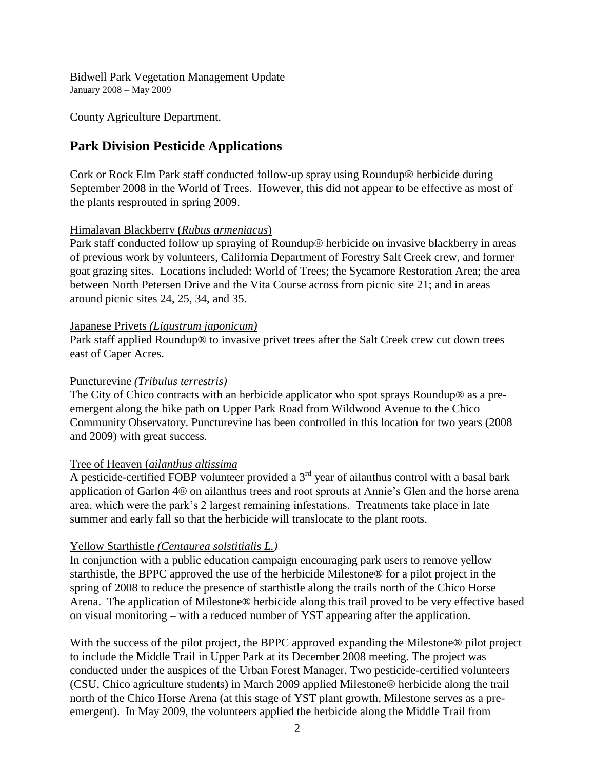County Agriculture Department.

## Park Division Pesticide Applications

Cork or Rock Elm Park staff conducted follow-up spray using Roundup® herbicide during September 2008 in the World of Trees. However, this did not appear to be effective as most of the plants resprouted in spring 2009.

Himalayan Blackberry (*Rubus armeniacus*)

Park staff conducted follow up spraying of Roundup® herbicide on invasive blackberry in areas of previous work by volunteers, California Department of Forestry Salt Creek crew, and former goat grazing sites. Locations included: World of Trees; the Sycamore Restoration Area; the area between North Petersen Drive and the Vita Course across from picnic site 21; and in areas around picnic sites 24, 25, 34, and 35.

Japanese Privets *(Ligustrum japonicum)*

Park staff applied Roundup® to invasive privet trees after the Salt Creek crew cut down trees east of Caper Acres.

Puncturevine *(Tribulus terrestris)*

The City of Chico contracts with an herbicide applicator who spot sprays Roundup® as a pre-emergent along the bike path on Upper Park Road from Wildwood Avenue to the Chico Community Observatory. Puncturevine has been controlled in this location for two years (2008 and 2009) with great success.

Tree of Heaven (*ailanthus altissima*

A pesticide-certified FOBP volunteer provided a 3rd year of ailanthus control with a basal bark application of Garlon 4® on ailanthus trees and root sprouts at Annie's Glen and the horse arena area, which were the park's 2 largest remaining infestations. Treatments take place in late summer and early fall so that the herbicide will translocate to the plant roots.

Yellow Starthistle *(Centaurea solstitialis L.)*

In conjunction with a public education campaign encouraging park users to remove yellow starthistle, the BPPC approved the use of the herbicide Milestone® for a pilot project in the spring of 2008 to reduce the presence of starthistle along the trails north of the Chico Horse Arena. The application of Milestone® herbicide along this trail proved to be very effective based on visual monitoring – with a reduced number of YST appearing after the application.

With the success of the pilot project, the BPPC approved expanding the Milestone® pilot project to include the Middle Trail in Upper Park at its December 2008 meeting. The project was conducted under the auspices of the Urban Forest Manager. Two pesticide-certified volunteers (CSU, Chico agriculture students) in March 2009 applied Milestone® herbicide along the trail north of the Chico Horse Arena (at this stage of YST plant growth, Milestone serves as a pre-emergent). In May 2009, the volunteers applied the herbicide along the Middle Trail from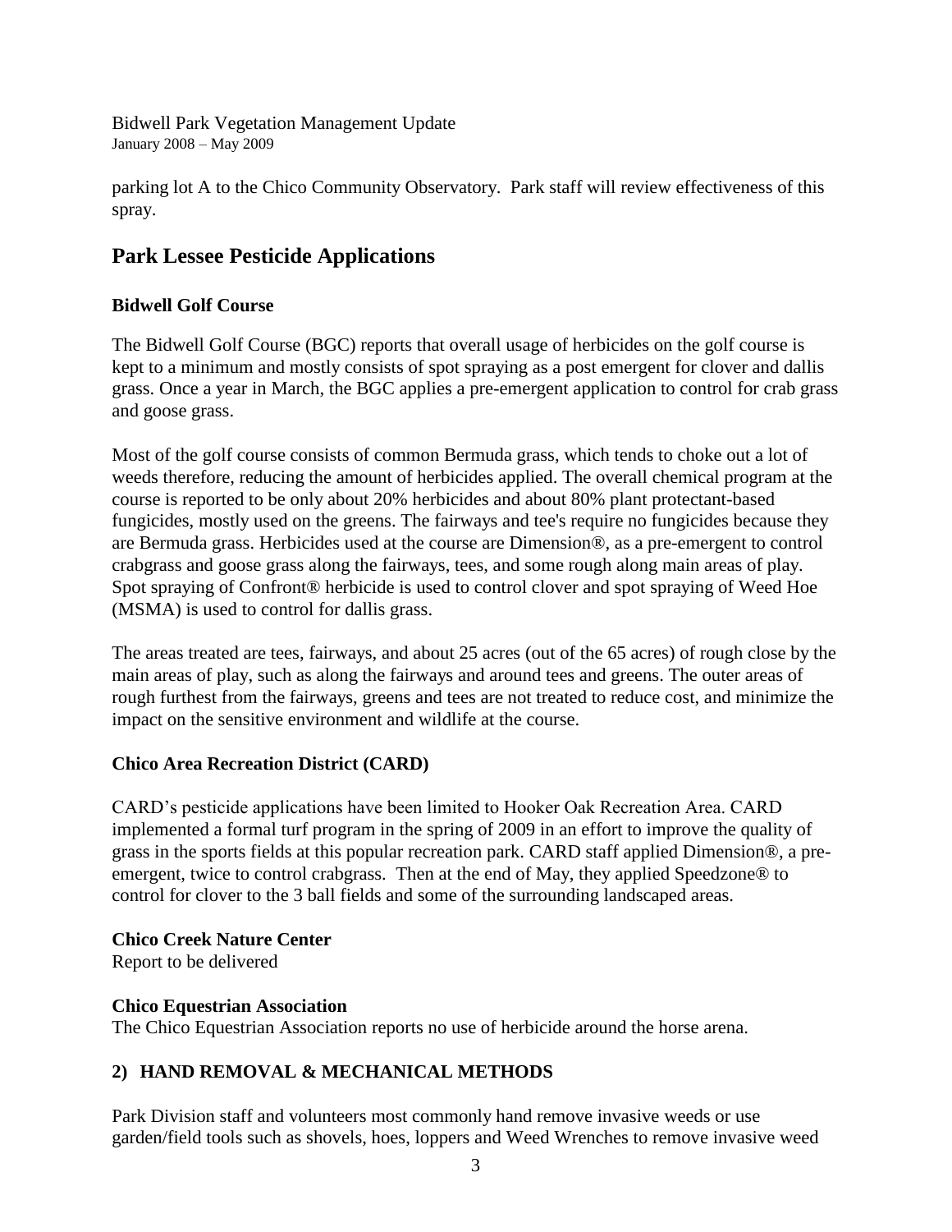parking lot A to the Chico Community Observatory. Park staff will review effectiveness of this spray.

## Park Lessee Pesticide Applications

### Bidwell Golf Course

The Bidwell Golf Course (BGC) reports that overall usage of herbicides on the golf course is kept to a minimum and mostly consists of spot spraying as a post emergent for clover and dallis grass. Once a year in March, the BGC applies a pre-emergent application to control for crab grass and goose grass.

Most of the golf course consists of common Bermuda grass, which tends to choke out a lot of weeds therefore, reducing the amount of herbicides applied. The overall chemical program at the course is reported to be only about 20% herbicides and about 80% plant protectant-based fungicides, mostly used on the greens. The fairways and tee's require no fungicides because they are Bermuda grass. Herbicides used at the course are Dimension®, as a pre-emergent to control crabgrass and goose grass along the fairways, tees, and some rough along main areas of play. Spot spraying of Confront® herbicide is used to control clover and spot spraying of Weed Hoe (MSMA) is used to control for dallis grass.

The areas treated are tees, fairways, and about 25 acres (out of the 65 acres) of rough close by the main areas of play, such as along the fairways and around tees and greens. The outer areas of rough furthest from the fairways, greens and tees are not treated to reduce cost, and minimize the impact on the sensitive environment and wildlife at the course.

### Chico Area Recreation District (CARD)

CARD's pesticide applications have been limited to Hooker Oak Recreation Area. CARD implemented a formal turf program in the spring of 2009 in an effort to improve the quality of grass in the sports fields at this popular recreation park. CARD staff applied Dimension®, a pre-emergent, twice to control crabgrass. Then at the end of May, they applied Speedzone® to control for clover to the 3 ball fields and some of the surrounding landscaped areas.

### Chico Creek Nature Center

Report to be delivered

### Chico Equestrian Association

The Chico Equestrian Association reports no use of herbicide around the horse arena.

### 2) HAND REMOVAL & MECHANICAL METHODS

Park Division staff and volunteers most commonly hand remove invasive weeds or use garden/field tools such as shovels, hoes, loppers and Weed Wrenches to remove invasive weed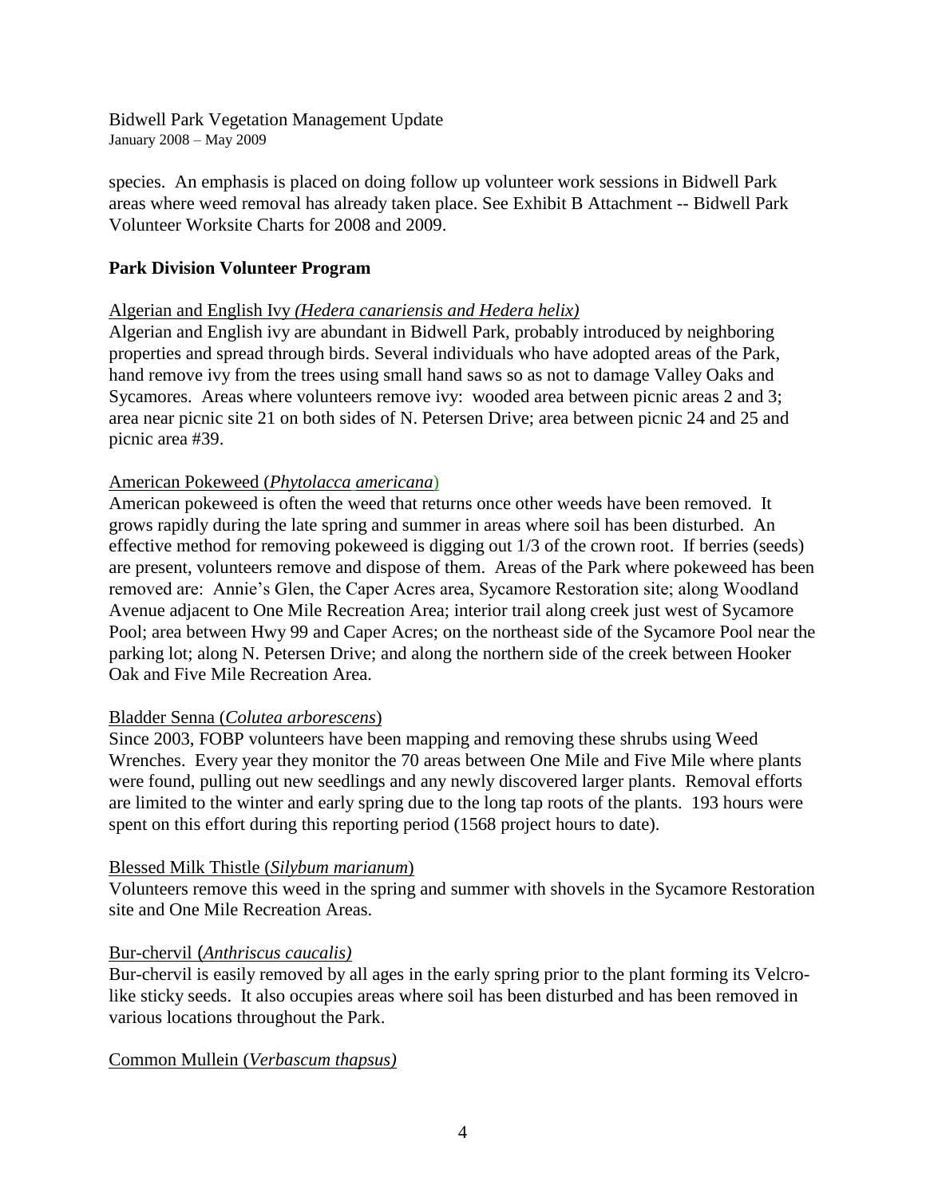species. An emphasis is placed on doing follow up volunteer work sessions in Bidwell Park areas where weed removal has already taken place. See Exhibit B Attachment -- Bidwell Park Volunteer Worksite Charts for 2008 and 2009.

**Park Division Volunteer Program**

Algerian and English Ivy *(Hedera canariensis and Hedera helix)*

Algerian and English ivy are abundant in Bidwell Park, probably introduced by neighboring properties and spread through birds. Several individuals who have adopted areas of the Park, hand remove ivy from the trees using small hand saws so as not to damage Valley Oaks and Sycamores. Areas where volunteers remove ivy: wooded area between picnic areas 2 and 3; area near picnic site 21 on both sides of N. Petersen Drive; area between picnic 24 and 25 and picnic area #39.

American Pokeweed (*Phytolacca americana*)

American pokeweed is often the weed that returns once other weeds have been removed. It grows rapidly during the late spring and summer in areas where soil has been disturbed. An effective method for removing pokeweed is digging out 1/3 of the crown root. If berries (seeds) are present, volunteers remove and dispose of them. Areas of the Park where pokeweed has been removed are: Annie's Glen, the Caper Acres area, Sycamore Restoration site; along Woodland Avenue adjacent to One Mile Recreation Area; interior trail along creek just west of Sycamore Pool; area between Hwy 99 and Caper Acres; on the northeast side of the Sycamore Pool near the parking lot; along N. Petersen Drive; and along the northern side of the creek between Hooker Oak and Five Mile Recreation Area.

Bladder Senna (*Colutea arborescens*)

Since 2003, FOBP volunteers have been mapping and removing these shrubs using Weed Wrenches. Every year they monitor the 70 areas between One Mile and Five Mile where plants were found, pulling out new seedlings and any newly discovered larger plants. Removal efforts are limited to the winter and early spring due to the long tap roots of the plants. 193 hours were spent on this effort during this reporting period (1568 project hours to date).

Blessed Milk Thistle (*Silybum marianum*)

Volunteers remove this weed in the spring and summer with shovels in the Sycamore Restoration site and One Mile Recreation Areas.

Bur-chervil (*Anthriscus caucalis)*

Bur-chervil is easily removed by all ages in the early spring prior to the plant forming its Velcro-like sticky seeds. It also occupies areas where soil has been disturbed and has been removed in various locations throughout the Park.

Common Mullein (*Verbascum thapsus)*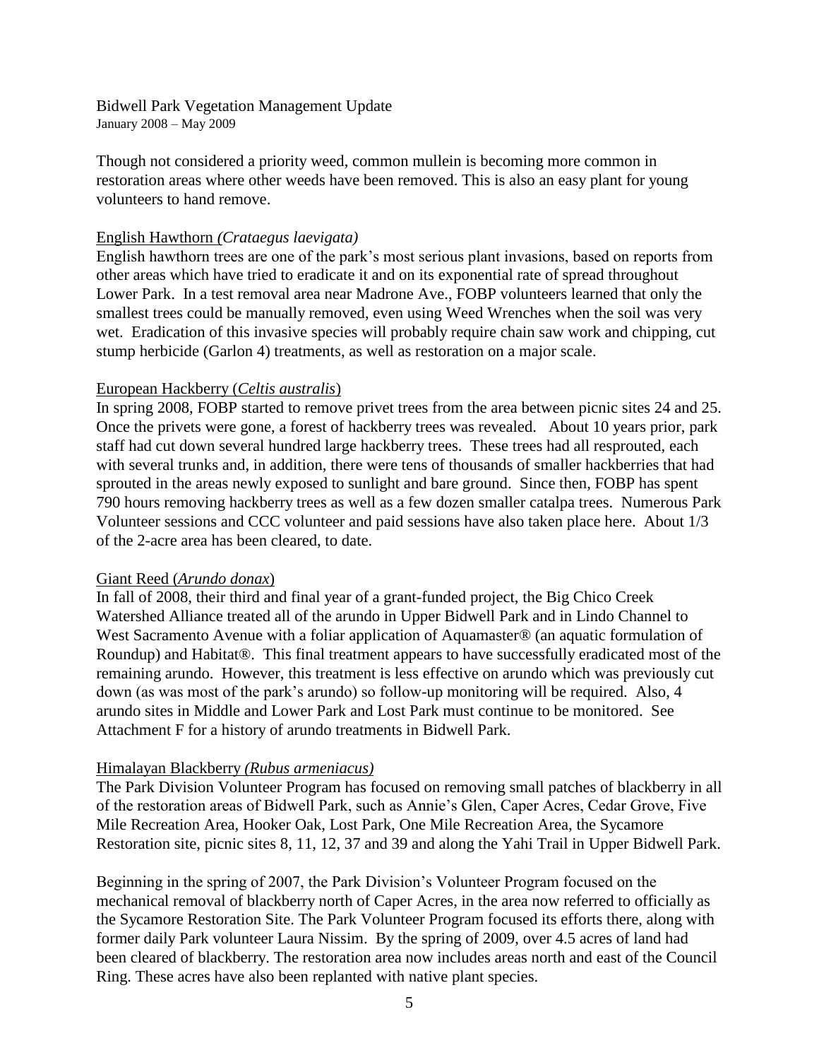Though not considered a priority weed, common mullein is becoming more common in restoration areas where other weeds have been removed. This is also an easy plant for young volunteers to hand remove.

English Hawthorn *(Crataegus laevigata)*

English hawthorn trees are one of the park's most serious plant invasions, based on reports from other areas which have tried to eradicate it and on its exponential rate of spread throughout Lower Park. In a test removal area near Madrone Ave., FOBP volunteers learned that only the smallest trees could be manually removed, even using Weed Wrenches when the soil was very wet. Eradication of this invasive species will probably require chain saw work and chipping, cut stump herbicide (Garlon 4) treatments, as well as restoration on a major scale.

European Hackberry (*Celtis australis*)

In spring 2008, FOBP started to remove privet trees from the area between picnic sites 24 and 25. Once the privets were gone, a forest of hackberry trees was revealed. About 10 years prior, park staff had cut down several hundred large hackberry trees. These trees had all resprouted, each with several trunks and, in addition, there were tens of thousands of smaller hackberries that had sprouted in the areas newly exposed to sunlight and bare ground. Since then, FOBP has spent 790 hours removing hackberry trees as well as a few dozen smaller catalpa trees. Numerous Park Volunteer sessions and CCC volunteer and paid sessions have also taken place here. About 1/3 of the 2-acre area has been cleared, to date.

Giant Reed (*Arundo donax*)

In fall of 2008, their third and final year of a grant-funded project, the Big Chico Creek Watershed Alliance treated all of the arundo in Upper Bidwell Park and in Lindo Channel to West Sacramento Avenue with a foliar application of Aquamaster® (an aquatic formulation of Roundup) and Habitat®. This final treatment appears to have successfully eradicated most of the remaining arundo. However, this treatment is less effective on arundo which was previously cut down (as was most of the park's arundo) so follow-up monitoring will be required. Also, 4 arundo sites in Middle and Lower Park and Lost Park must continue to be monitored. See Attachment F for a history of arundo treatments in Bidwell Park.

Himalayan Blackberry *(Rubus armeniacus)*

The Park Division Volunteer Program has focused on removing small patches of blackberry in all of the restoration areas of Bidwell Park, such as Annie's Glen, Caper Acres, Cedar Grove, Five Mile Recreation Area, Hooker Oak, Lost Park, One Mile Recreation Area, the Sycamore Restoration site, picnic sites 8, 11, 12, 37 and 39 and along the Yahi Trail in Upper Bidwell Park.

Beginning in the spring of 2007, the Park Division's Volunteer Program focused on the mechanical removal of blackberry north of Caper Acres, in the area now referred to officially as the Sycamore Restoration Site. The Park Volunteer Program focused its efforts there, along with former daily Park volunteer Laura Nissim. By the spring of 2009, over 4.5 acres of land had been cleared of blackberry. The restoration area now includes areas north and east of the Council Ring. These acres have also been replanted with native plant species.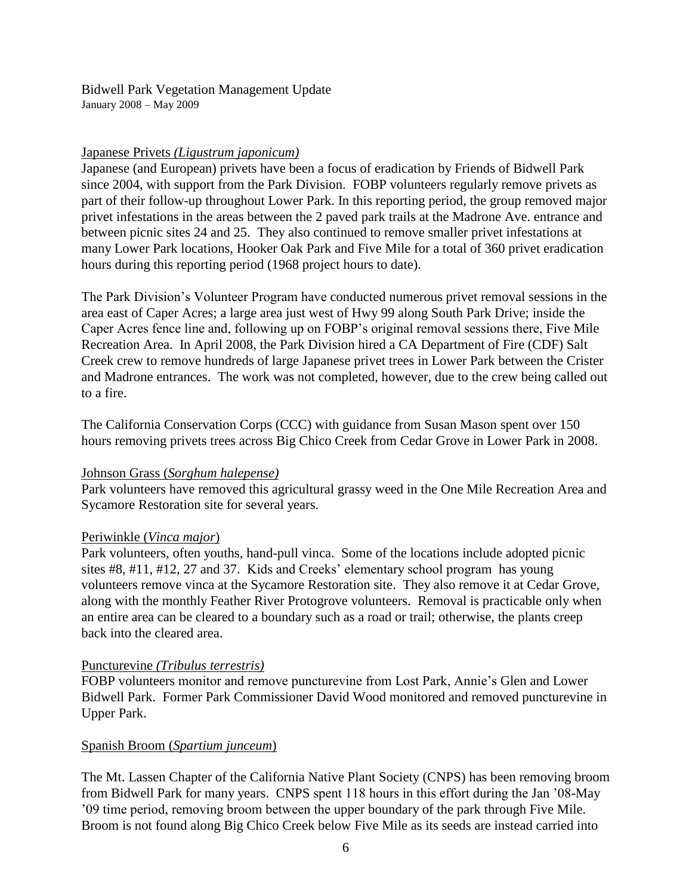Bidwell Park Vegetation Management Update
January 2008 – May 2009

Japanese Privets *(Ligustrum japonicum)*

Japanese (and European) privets have been a focus of eradication by Friends of Bidwell Park since 2004, with support from the Park Division. FOBP volunteers regularly remove privets as part of their follow-up throughout Lower Park. In this reporting period, the group removed major privet infestations in the areas between the 2 paved park trails at the Madrone Ave. entrance and between picnic sites 24 and 25. They also continued to remove smaller privet infestations at many Lower Park locations, Hooker Oak Park and Five Mile for a total of 360 privet eradication hours during this reporting period (1968 project hours to date).

The Park Division's Volunteer Program have conducted numerous privet removal sessions in the area east of Caper Acres; a large area just west of Hwy 99 along South Park Drive; inside the Caper Acres fence line and, following up on FOBP's original removal sessions there, Five Mile Recreation Area. In April 2008, the Park Division hired a CA Department of Fire (CDF) Salt Creek crew to remove hundreds of large Japanese privet trees in Lower Park between the Crister and Madrone entrances. The work was not completed, however, due to the crew being called out to a fire.

The California Conservation Corps (CCC) with guidance from Susan Mason spent over 150 hours removing privets trees across Big Chico Creek from Cedar Grove in Lower Park in 2008.

Johnson Grass (*Sorghum halepense)*

Park volunteers have removed this agricultural grassy weed in the One Mile Recreation Area and Sycamore Restoration site for several years.

Periwinkle (*Vinca major*)

Park volunteers, often youths, hand-pull vinca. Some of the locations include adopted picnic sites #8, #11, #12, 27 and 37. Kids and Creeks' elementary school program has young volunteers remove vinca at the Sycamore Restoration site. They also remove it at Cedar Grove, along with the monthly Feather River Protogrove volunteers. Removal is practicable only when an entire area can be cleared to a boundary such as a road or trail; otherwise, the plants creep back into the cleared area.

Puncturevine *(Tribulus terrestris)*

FOBP volunteers monitor and remove puncturevine from Lost Park, Annie's Glen and Lower Bidwell Park. Former Park Commissioner David Wood monitored and removed puncturevine in Upper Park.

Spanish Broom (*Spartium junceum*)

The Mt. Lassen Chapter of the California Native Plant Society (CNPS) has been removing broom from Bidwell Park for many years. CNPS spent 118 hours in this effort during the Jan '08-May '09 time period, removing broom between the upper boundary of the park through Five Mile. Broom is not found along Big Chico Creek below Five Mile as its seeds are instead carried into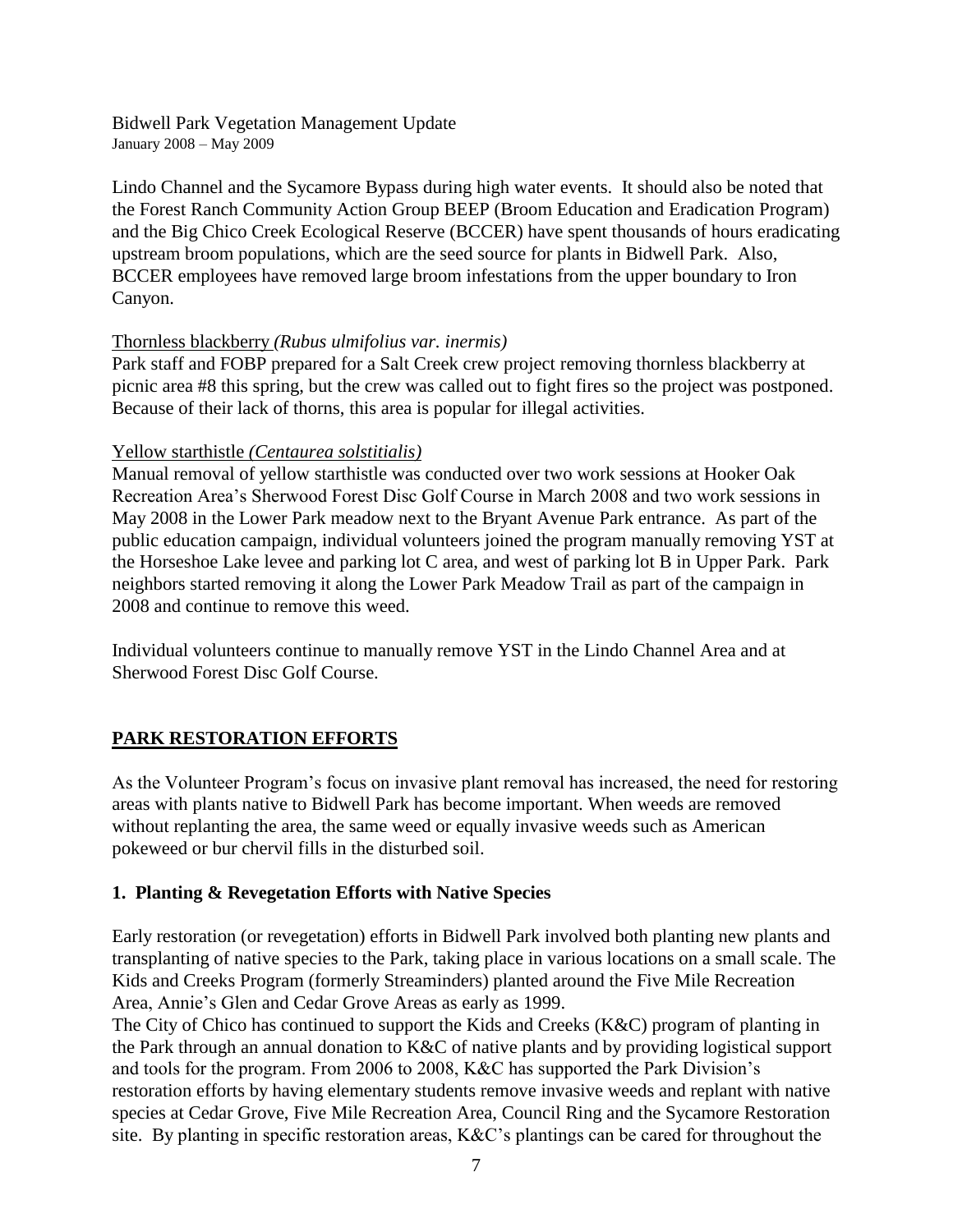Lindo Channel and the Sycamore Bypass during high water events. It should also be noted that the Forest Ranch Community Action Group BEEP (Broom Education and Eradication Program) and the Big Chico Creek Ecological Reserve (BCCER) have spent thousands of hours eradicating upstream broom populations, which are the seed source for plants in Bidwell Park. Also, BCCER employees have removed large broom infestations from the upper boundary to Iron Canyon.

Thornless blackberry *(Rubus ulmifolius var. inermis)*

Park staff and FOBP prepared for a Salt Creek crew project removing thornless blackberry at picnic area #8 this spring, but the crew was called out to fight fires so the project was postponed. Because of their lack of thorns, this area is popular for illegal activities.

Yellow starthistle *(Centaurea solstitialis)*

Manual removal of yellow starthistle was conducted over two work sessions at Hooker Oak Recreation Area's Sherwood Forest Disc Golf Course in March 2008 and two work sessions in May 2008 in the Lower Park meadow next to the Bryant Avenue Park entrance. As part of the public education campaign, individual volunteers joined the program manually removing YST at the Horseshoe Lake levee and parking lot C area, and west of parking lot B in Upper Park. Park neighbors started removing it along the Lower Park Meadow Trail as part of the campaign in 2008 and continue to remove this weed.

Individual volunteers continue to manually remove YST in the Lindo Channel Area and at Sherwood Forest Disc Golf Course.

## PARK RESTORATION EFFORTS

As the Volunteer Program's focus on invasive plant removal has increased, the need for restoring areas with plants native to Bidwell Park has become important. When weeds are removed without replanting the area, the same weed or equally invasive weeds such as American pokeweed or bur chervil fills in the disturbed soil.

### 1. Planting & Revegetation Efforts with Native Species

Early restoration (or revegetation) efforts in Bidwell Park involved both planting new plants and transplanting of native species to the Park, taking place in various locations on a small scale. The Kids and Creeks Program (formerly Streaminders) planted around the Five Mile Recreation Area, Annie's Glen and Cedar Grove Areas as early as 1999.

The City of Chico has continued to support the Kids and Creeks (K&C) program of planting in the Park through an annual donation to K&C of native plants and by providing logistical support and tools for the program. From 2006 to 2008, K&C has supported the Park Division's restoration efforts by having elementary students remove invasive weeds and replant with native species at Cedar Grove, Five Mile Recreation Area, Council Ring and the Sycamore Restoration site. By planting in specific restoration areas, K&C's plantings can be cared for throughout the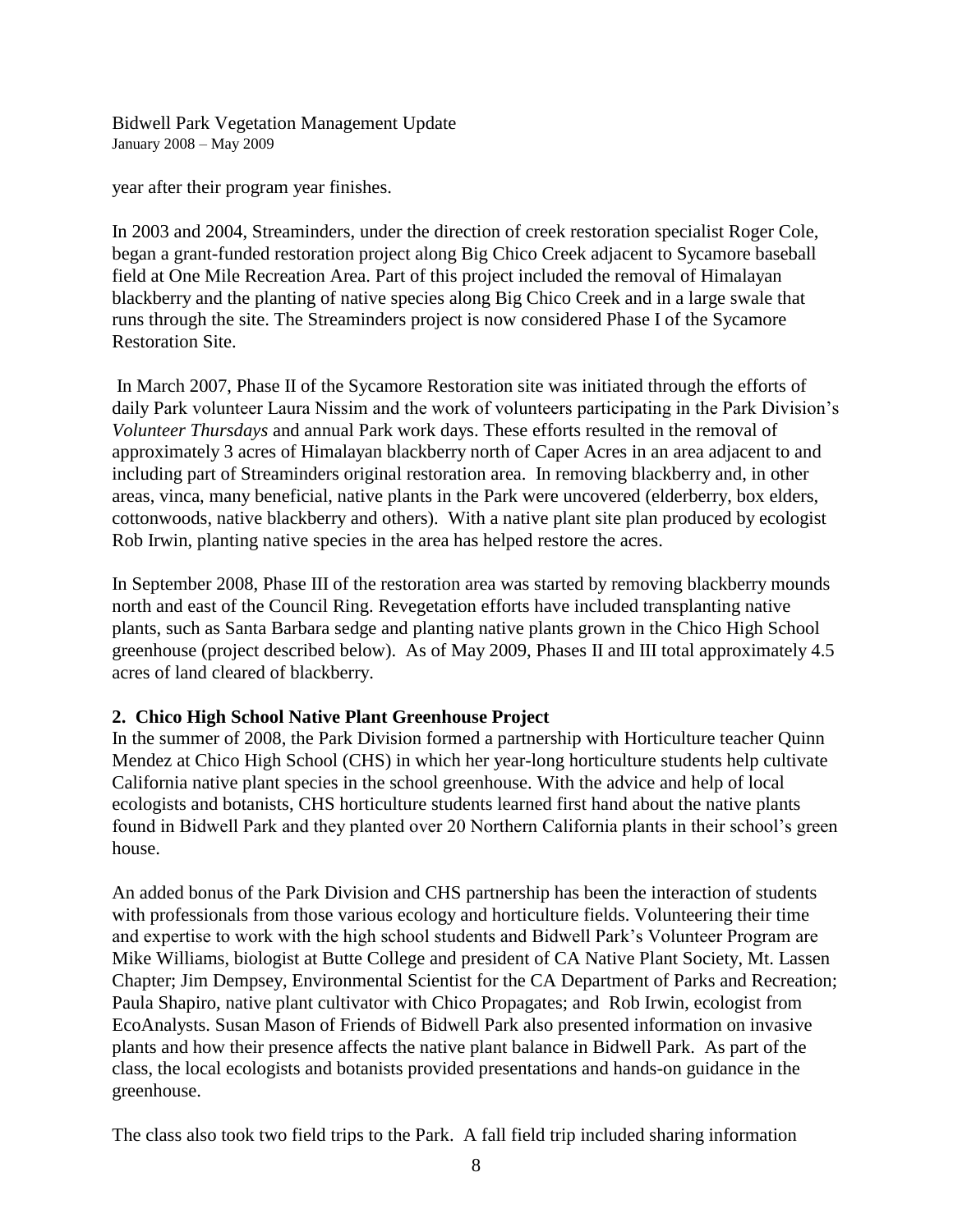year after their program year finishes.

In 2003 and 2004, Streaminders, under the direction of creek restoration specialist Roger Cole, began a grant-funded restoration project along Big Chico Creek adjacent to Sycamore baseball field at One Mile Recreation Area. Part of this project included the removal of Himalayan blackberry and the planting of native species along Big Chico Creek and in a large swale that runs through the site. The Streaminders project is now considered Phase I of the Sycamore Restoration Site.

In March 2007, Phase II of the Sycamore Restoration site was initiated through the efforts of daily Park volunteer Laura Nissim and the work of volunteers participating in the Park Division's *Volunteer Thursdays* and annual Park work days. These efforts resulted in the removal of approximately 3 acres of Himalayan blackberry north of Caper Acres in an area adjacent to and including part of Streaminders original restoration area. In removing blackberry and, in other areas, vinca, many beneficial, native plants in the Park were uncovered (elderberry, box elders, cottonwoods, native blackberry and others). With a native plant site plan produced by ecologist Rob Irwin, planting native species in the area has helped restore the acres.

In September 2008, Phase III of the restoration area was started by removing blackberry mounds north and east of the Council Ring. Revegetation efforts have included transplanting native plants, such as Santa Barbara sedge and planting native plants grown in the Chico High School greenhouse (project described below). As of May 2009, Phases II and III total approximately 4.5 acres of land cleared of blackberry.

**2. Chico High School Native Plant Greenhouse Project**

In the summer of 2008, the Park Division formed a partnership with Horticulture teacher Quinn Mendez at Chico High School (CHS) in which her year-long horticulture students help cultivate California native plant species in the school greenhouse. With the advice and help of local ecologists and botanists, CHS horticulture students learned first hand about the native plants found in Bidwell Park and they planted over 20 Northern California plants in their school's green house.

An added bonus of the Park Division and CHS partnership has been the interaction of students with professionals from those various ecology and horticulture fields. Volunteering their time and expertise to work with the high school students and Bidwell Park's Volunteer Program are Mike Williams, biologist at Butte College and president of CA Native Plant Society, Mt. Lassen Chapter; Jim Dempsey, Environmental Scientist for the CA Department of Parks and Recreation; Paula Shapiro, native plant cultivator with Chico Propagates; and Rob Irwin, ecologist from EcoAnalysts. Susan Mason of Friends of Bidwell Park also presented information on invasive plants and how their presence affects the native plant balance in Bidwell Park. As part of the class, the local ecologists and botanists provided presentations and hands-on guidance in the greenhouse.

The class also took two field trips to the Park. A fall field trip included sharing information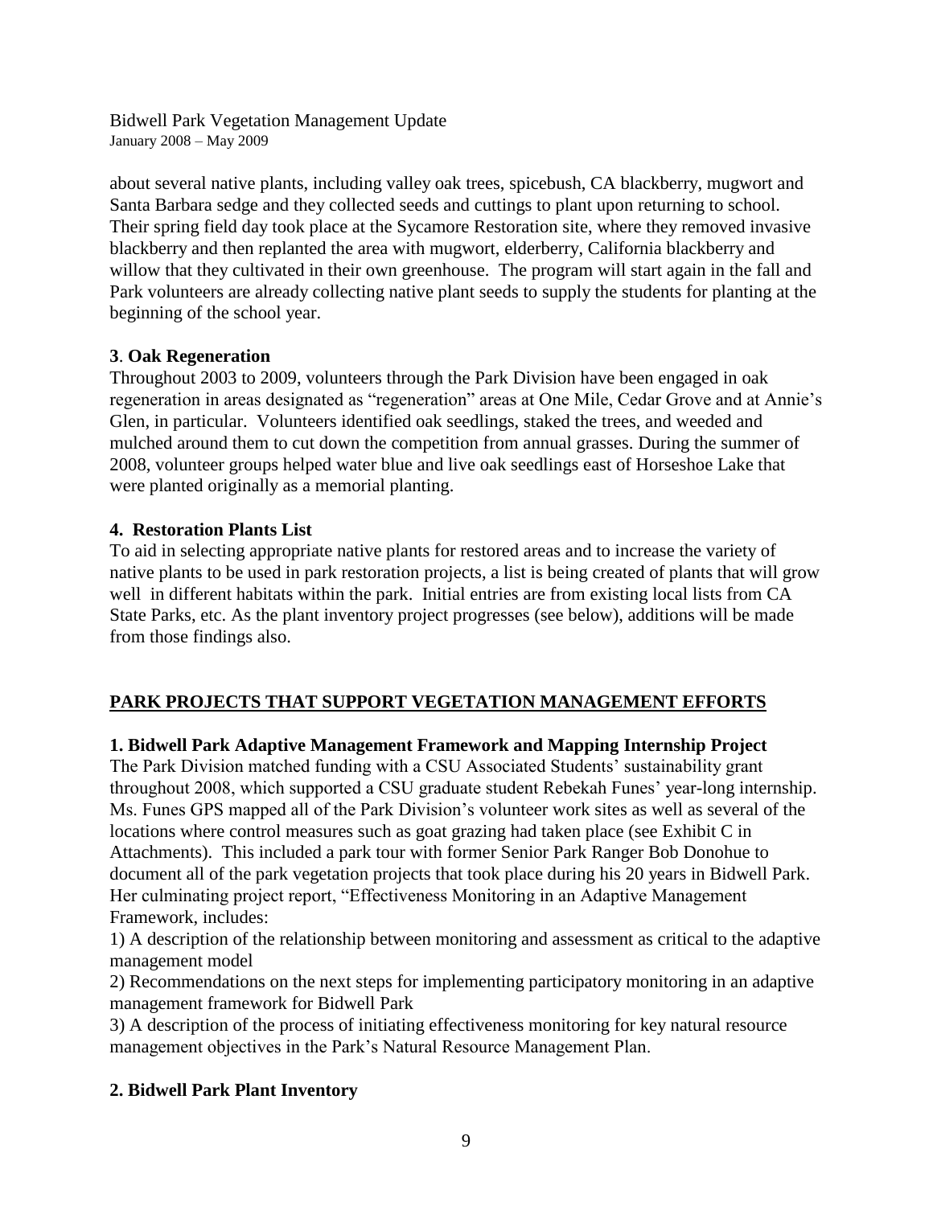about several native plants, including valley oak trees, spicebush, CA blackberry, mugwort and Santa Barbara sedge and they collected seeds and cuttings to plant upon returning to school. Their spring field day took place at the Sycamore Restoration site, where they removed invasive blackberry and then replanted the area with mugwort, elderberry, California blackberry and willow that they cultivated in their own greenhouse. The program will start again in the fall and Park volunteers are already collecting native plant seeds to supply the students for planting at the beginning of the school year.

**3**. **Oak Regeneration**

Throughout 2003 to 2009, volunteers through the Park Division have been engaged in oak regeneration in areas designated as "regeneration" areas at One Mile, Cedar Grove and at Annie's Glen, in particular. Volunteers identified oak seedlings, staked the trees, and weeded and mulched around them to cut down the competition from annual grasses. During the summer of 2008, volunteer groups helped water blue and live oak seedlings east of Horseshoe Lake that were planted originally as a memorial planting.

**4. Restoration Plants List**

To aid in selecting appropriate native plants for restored areas and to increase the variety of native plants to be used in park restoration projects, a list is being created of plants that will grow well in different habitats within the park. Initial entries are from existing local lists from CA State Parks, etc. As the plant inventory project progresses (see below), additions will be made from those findings also.

## PARK PROJECTS THAT SUPPORT VEGETATION MANAGEMENT EFFORTS

**1. Bidwell Park Adaptive Management Framework and Mapping Internship Project**

The Park Division matched funding with a CSU Associated Students' sustainability grant throughout 2008, which supported a CSU graduate student Rebekah Funes' year-long internship. Ms. Funes GPS mapped all of the Park Division's volunteer work sites as well as several of the locations where control measures such as goat grazing had taken place (see Exhibit C in Attachments). This included a park tour with former Senior Park Ranger Bob Donohue to document all of the park vegetation projects that took place during his 20 years in Bidwell Park. Her culminating project report, "Effectiveness Monitoring in an Adaptive Management Framework, includes:

1) A description of the relationship between monitoring and assessment as critical to the adaptive management model

2) Recommendations on the next steps for implementing participatory monitoring in an adaptive management framework for Bidwell Park

3) A description of the process of initiating effectiveness monitoring for key natural resource management objectives in the Park's Natural Resource Management Plan.

**2. Bidwell Park Plant Inventory**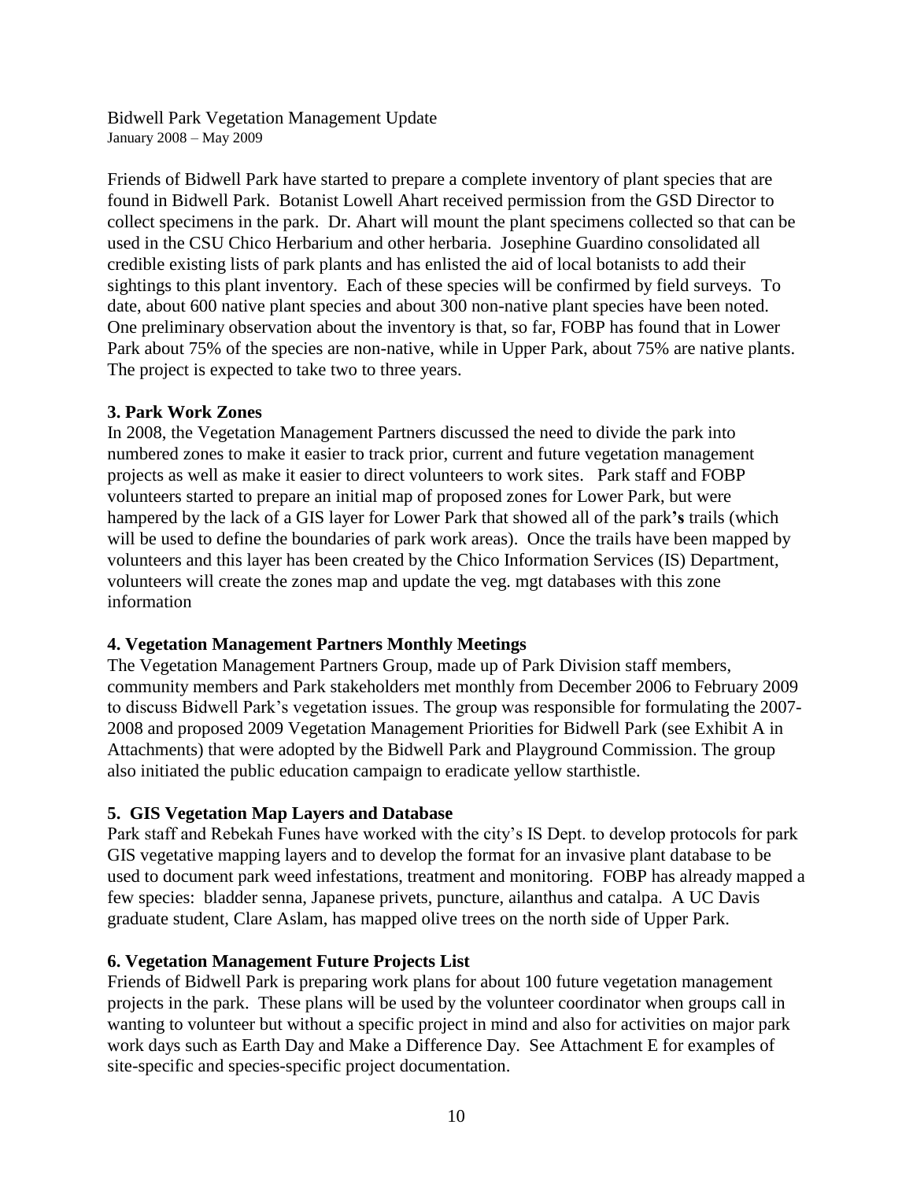Bidwell Park Vegetation Management Update
January 2008 – May 2009

Friends of Bidwell Park have started to prepare a complete inventory of plant species that are found in Bidwell Park. Botanist Lowell Ahart received permission from the GSD Director to collect specimens in the park. Dr. Ahart will mount the plant specimens collected so that can be used in the CSU Chico Herbarium and other herbaria. Josephine Guardino consolidated all credible existing lists of park plants and has enlisted the aid of local botanists to add their sightings to this plant inventory. Each of these species will be confirmed by field surveys. To date, about 600 native plant species and about 300 non-native plant species have been noted. One preliminary observation about the inventory is that, so far, FOBP has found that in Lower Park about 75% of the species are non-native, while in Upper Park, about 75% are native plants. The project is expected to take two to three years.

**3. Park Work Zones**

In 2008, the Vegetation Management Partners discussed the need to divide the park into numbered zones to make it easier to track prior, current and future vegetation management projects as well as make it easier to direct volunteers to work sites. Park staff and FOBP volunteers started to prepare an initial map of proposed zones for Lower Park, but were hampered by the lack of a GIS layer for Lower Park that showed all of the park**'s** trails (which will be used to define the boundaries of park work areas). Once the trails have been mapped by volunteers and this layer has been created by the Chico Information Services (IS) Department, volunteers will create the zones map and update the veg. mgt databases with this zone information

**4. Vegetation Management Partners Monthly Meetings**

The Vegetation Management Partners Group, made up of Park Division staff members, community members and Park stakeholders met monthly from December 2006 to February 2009 to discuss Bidwell Park's vegetation issues. The group was responsible for formulating the 2007-2008 and proposed 2009 Vegetation Management Priorities for Bidwell Park (see Exhibit A in Attachments) that were adopted by the Bidwell Park and Playground Commission. The group also initiated the public education campaign to eradicate yellow starthistle.

**5. GIS Vegetation Map Layers and Database**

Park staff and Rebekah Funes have worked with the city's IS Dept. to develop protocols for park GIS vegetative mapping layers and to develop the format for an invasive plant database to be used to document park weed infestations, treatment and monitoring. FOBP has already mapped a few species: bladder senna, Japanese privets, puncture, ailanthus and catalpa. A UC Davis graduate student, Clare Aslam, has mapped olive trees on the north side of Upper Park.

**6. Vegetation Management Future Projects List**

Friends of Bidwell Park is preparing work plans for about 100 future vegetation management projects in the park. These plans will be used by the volunteer coordinator when groups call in wanting to volunteer but without a specific project in mind and also for activities on major park work days such as Earth Day and Make a Difference Day. See Attachment E for examples of site-specific and species-specific project documentation.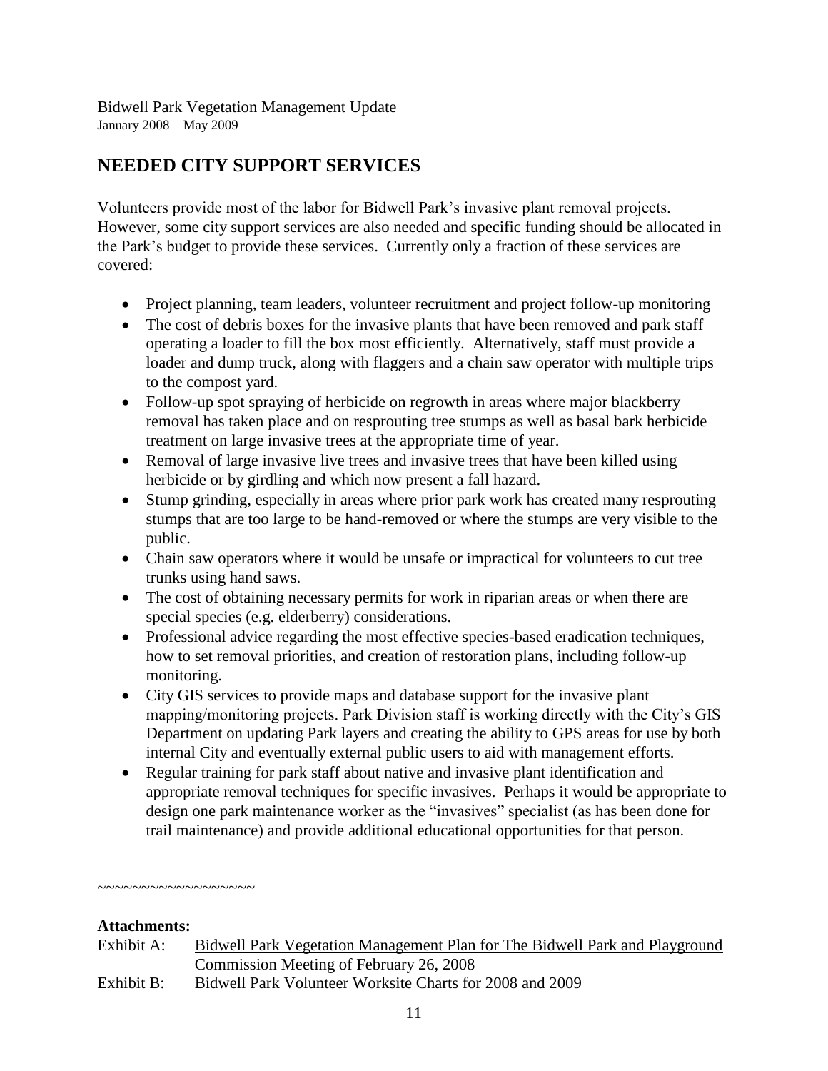Bidwell Park Vegetation Management Update
January 2008 – May 2009

## NEEDED CITY SUPPORT SERVICES

Volunteers provide most of the labor for Bidwell Park's invasive plant removal projects. However, some city support services are also needed and specific funding should be allocated in the Park's budget to provide these services. Currently only a fraction of these services are covered:

- Project planning, team leaders, volunteer recruitment and project follow-up monitoring
- The cost of debris boxes for the invasive plants that have been removed and park staff operating a loader to fill the box most efficiently. Alternatively, staff must provide a loader and dump truck, along with flaggers and a chain saw operator with multiple trips to the compost yard.
- Follow-up spot spraying of herbicide on regrowth in areas where major blackberry removal has taken place and on resprouting tree stumps as well as basal bark herbicide treatment on large invasive trees at the appropriate time of year.
- Removal of large invasive live trees and invasive trees that have been killed using herbicide or by girdling and which now present a fall hazard.
- Stump grinding, especially in areas where prior park work has created many resprouting stumps that are too large to be hand-removed or where the stumps are very visible to the public.
- Chain saw operators where it would be unsafe or impractical for volunteers to cut tree trunks using hand saws.
- The cost of obtaining necessary permits for work in riparian areas or when there are special species (e.g. elderberry) considerations.
- Professional advice regarding the most effective species-based eradication techniques, how to set removal priorities, and creation of restoration plans, including follow-up monitoring.
- City GIS services to provide maps and database support for the invasive plant mapping/monitoring projects. Park Division staff is working directly with the City's GIS Department on updating Park layers and creating the ability to GPS areas for use by both internal City and eventually external public users to aid with management efforts.
- Regular training for park staff about native and invasive plant identification and appropriate removal techniques for specific invasives. Perhaps it would be appropriate to design one park maintenance worker as the "invasives" specialist (as has been done for trail maintenance) and provide additional educational opportunities for that person.

~~~~~~~~~~~~~~~~~~

**Attachments:**

Exhibit A: Bidwell Park Vegetation Management Plan for The Bidwell Park and Playground Commission Meeting of February 26, 2008

Exhibit B: Bidwell Park Volunteer Worksite Charts for 2008 and 2009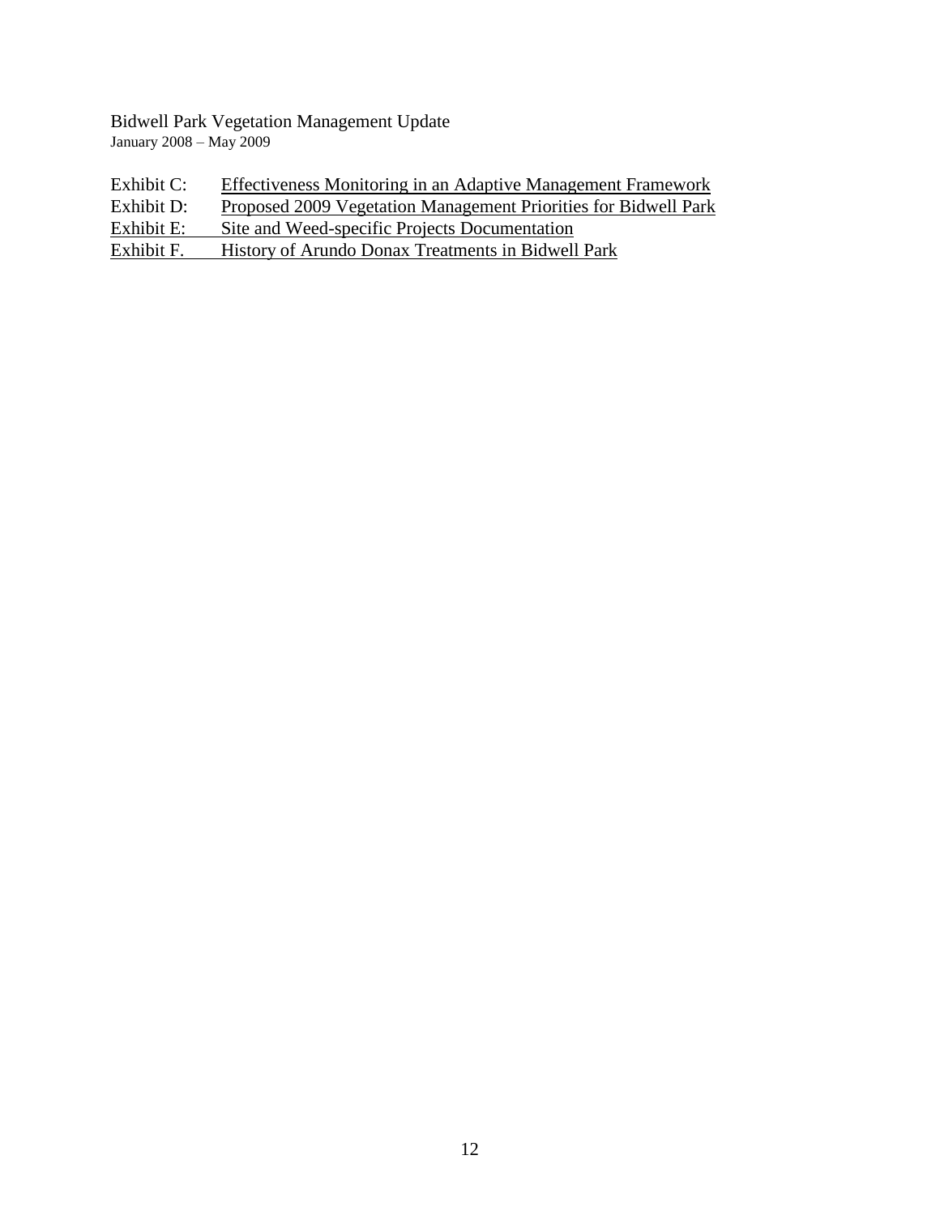Bidwell Park Vegetation Management Update
January 2008 – May 2009

Exhibit C: Effectiveness Monitoring in an Adaptive Management Framework
Exhibit D: Proposed 2009 Vegetation Management Priorities for Bidwell Park
Exhibit E: Site and Weed-specific Projects Documentation
Exhibit F. History of Arundo Donax Treatments in Bidwell Park